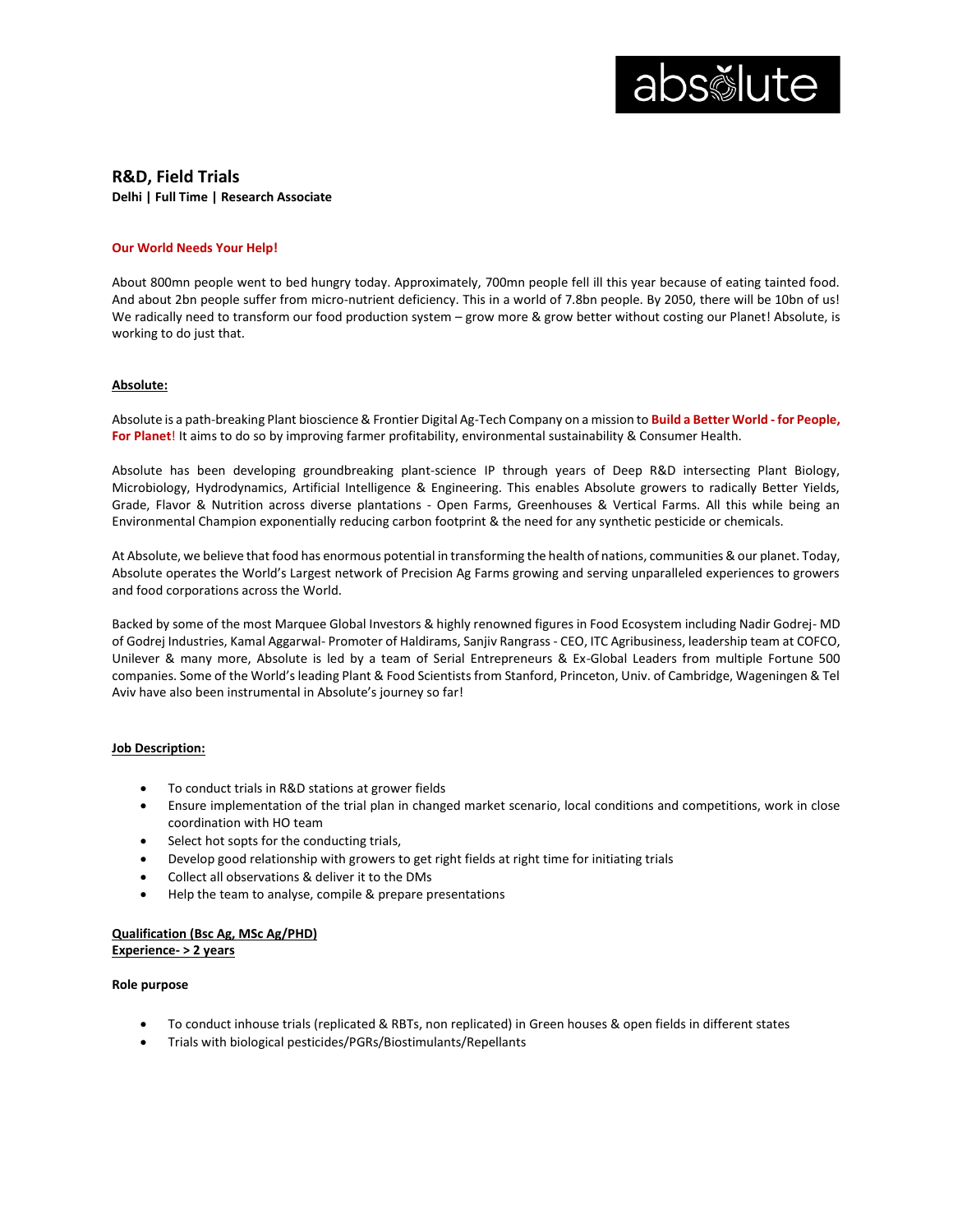absolute

# R&D, Field Trials

**Delhi | Full Time | Research Associate**

**Our World Needs Your Help!**

About 800mn people went to bed hungry today. Approximately, 700mn people fell ill this year because of eating tainted food. And about 2bn people suffer from micro-nutrient deficiency. This in a world of 7.8bn people. By 2050, there will be 10bn of us! We radically need to transform our food production system – grow more & grow better without costing our Planet! Absolute, is working to do just that.

**Absolute:**

Absolute is a path-breaking Plant bioscience & Frontier Digital Ag-Tech Company on a mission to **Build a Better World - for People, For Planet**! It aims to do so by improving farmer profitability, environmental sustainability & Consumer Health.

Absolute has been developing groundbreaking plant-science IP through years of Deep R&D intersecting Plant Biology, Microbiology, Hydrodynamics, Artificial Intelligence & Engineering. This enables Absolute growers to radically Better Yields, Grade, Flavor & Nutrition across diverse plantations - Open Farms, Greenhouses & Vertical Farms. All this while being an Environmental Champion exponentially reducing carbon footprint & the need for any synthetic pesticide or chemicals.

At Absolute, we believe that food has enormous potential in transforming the health of nations, communities & our planet. Today, Absolute operates the World's Largest network of Precision Ag Farms growing and serving unparalleled experiences to growers and food corporations across the World.

Backed by some of the most Marquee Global Investors & highly renowned figures in Food Ecosystem including Nadir Godrej- MD of Godrej Industries, Kamal Aggarwal- Promoter of Haldirams, Sanjiv Rangrass - CEO, ITC Agribusiness, leadership team at COFCO, Unilever & many more, Absolute is led by a team of Serial Entrepreneurs & Ex-Global Leaders from multiple Fortune 500 companies. Some of the World's leading Plant & Food Scientists from Stanford, Princeton, Univ. of Cambridge, Wageningen & Tel Aviv have also been instrumental in Absolute's journey so far!

**Job Description:**

- To conduct trials in R&D stations at grower fields
- Ensure implementation of the trial plan in changed market scenario, local conditions and competitions, work in close coordination with HO team
- Select hot sopts for the conducting trials,
- Develop good relationship with growers to get right fields at right time for initiating trials
- Collect all observations & deliver it to the DMs
- Help the team to analyse, compile & prepare presentations

**Qualification (Bsc Ag, MSc Ag/PHD)**
**Experience- > 2 years**

**Role purpose**

- To conduct inhouse trials (replicated & RBTs, non replicated) in Green houses & open fields in different states
- Trials with biological pesticides/PGRs/Biostimulants/Repellants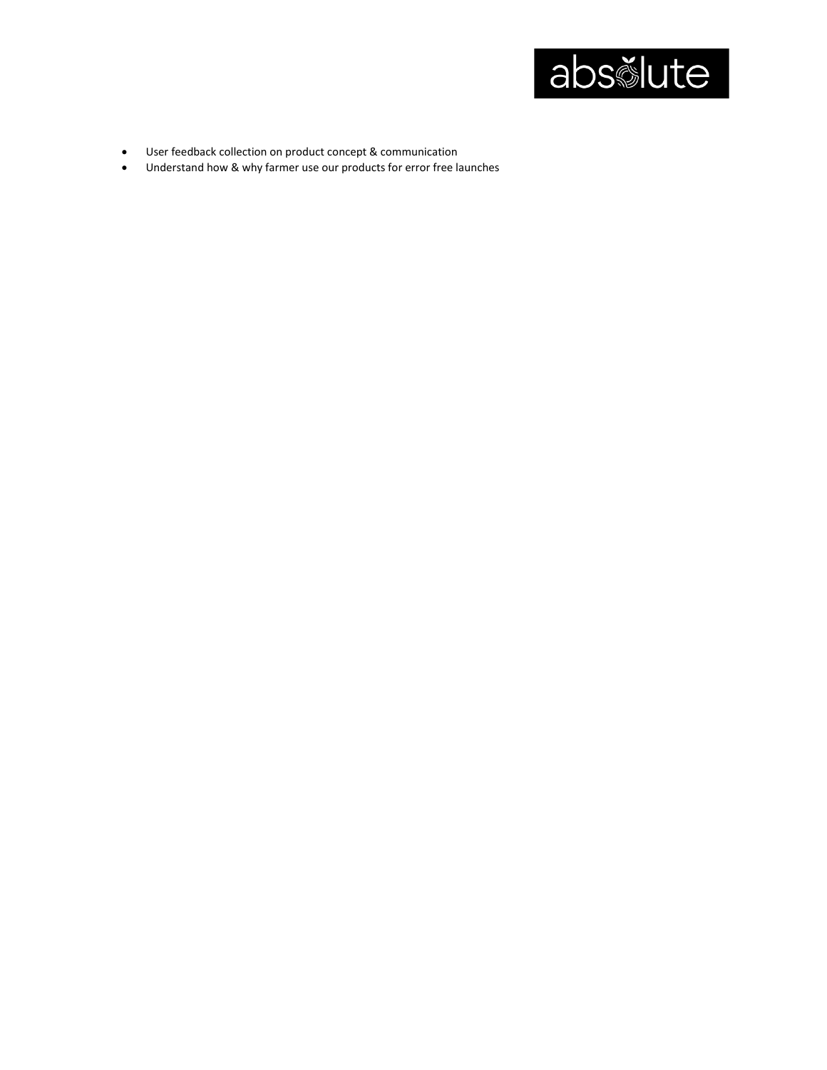- User feedback collection on product concept & communication
- Understand how & why farmer use our products for error free launches